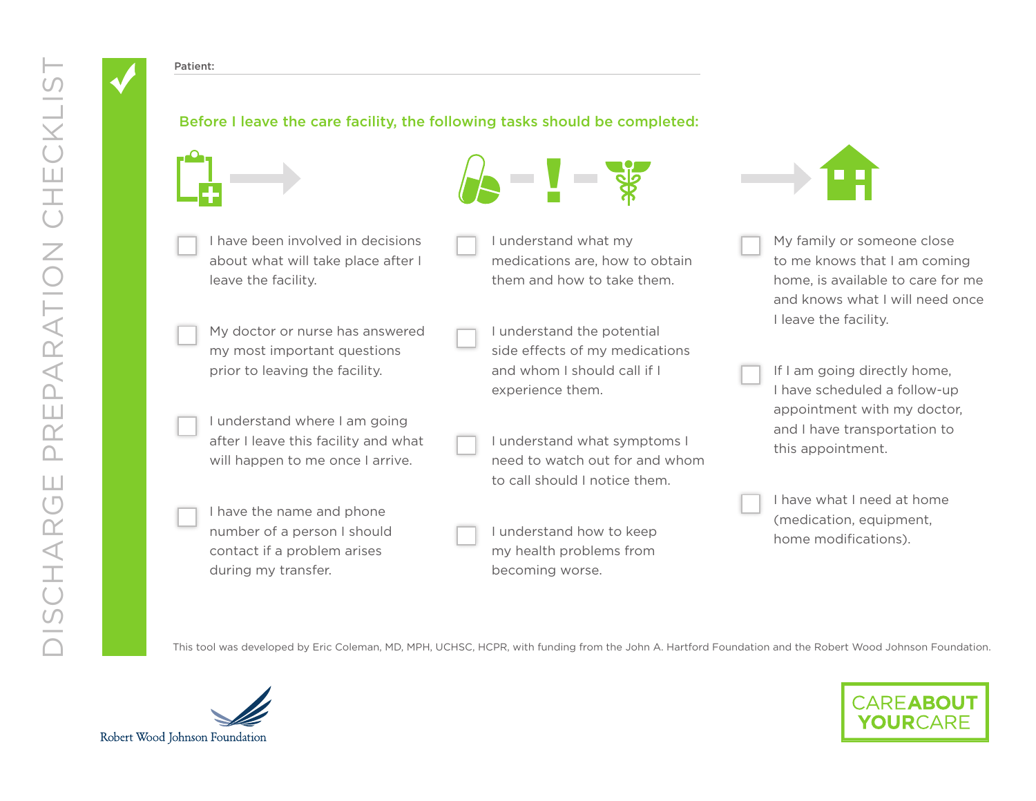# DISCHARGE PREPARATION CHECKLIST

**Patient:** ______________________

## Before I leave the care facility, the following tasks should be completed:

- [ ] I have been involved in decisions about what will take place after I leave the facility.
- [ ] My doctor or nurse has answered my most important questions prior to leaving the facility.
- [ ] I understand where I am going after I leave this facility and what will happen to me once I arrive.
- [ ] I have the name and phone number of a person I should contact if a problem arises during my transfer.

- [ ] I understand what my medications are, how to obtain them and how to take them.
- [ ] I understand the potential side effects of my medications and whom I should call if I experience them.
- [ ] I understand what symptoms I need to watch out for and whom to call should I notice them.
- [ ] I understand how to keep my health problems from becoming worse.

- [ ] My family or someone close to me knows that I am coming home, is available to care for me and knows what I will need once I leave the facility.
- [ ] If I am going directly home, I have scheduled a follow-up appointment with my doctor, and I have transportation to this appointment.
- [ ] I have what I need at home (medication, equipment, home modifications).

This tool was developed by Eric Coleman, MD, MPH, UCHSC, HCPR, with funding from the John A. Hartford Foundation and the Robert Wood Johnson Foundation.

Robert Wood Johnson Foundation

CAREABOUTYOURCARE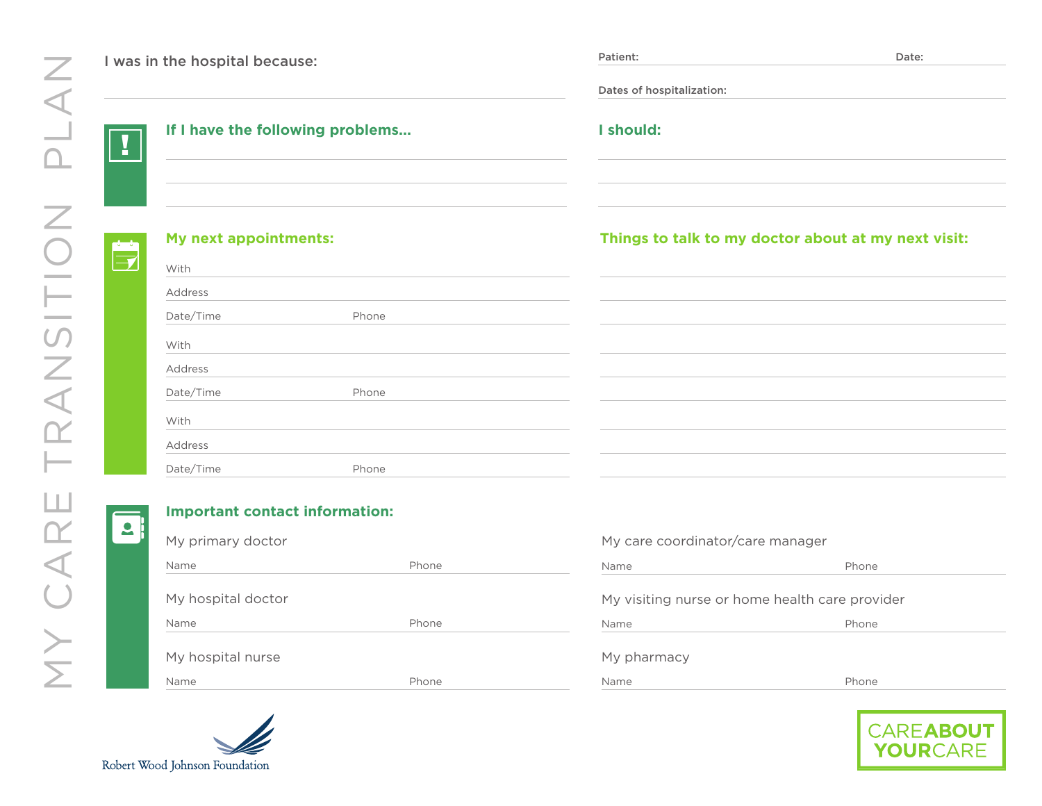# MY CARE TRANSITION PLAN

I was in the hospital because:

Patient: Date:

Dates of hospitalization:

## If I have the following problems...

## I should:

## My next appointments:

With

Address

Date/Time Phone

With

Address

Date/Time Phone

With

Address

Date/Time Phone

## Things to talk to my doctor about at my next visit:

## Important contact information:

My primary doctor

Name Phone

My hospital doctor

Name Phone

My hospital nurse

Name Phone

My care coordinator/care manager

Name Phone

My visiting nurse or home health care provider

Name Phone

My pharmacy

Name Phone

Robert Wood Johnson Foundation

CARE**ABOUT** **YOUR**CARE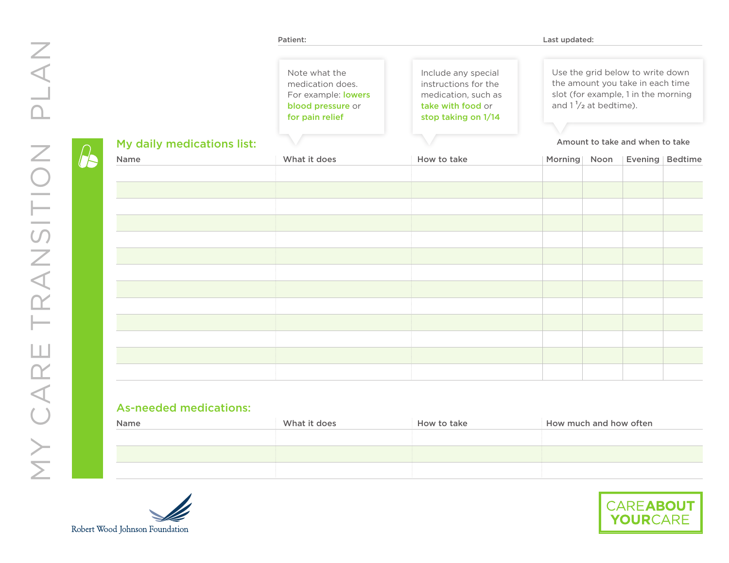# MY CARE TRANSITION PLAN

Patient:

Last updated:

Note what the medication does. For example: lowers blood pressure or for pain relief

Include any special instructions for the medication, such as take with food or stop taking on 1/14

Use the grid below to write down the amount you take in each time slot (for example, 1 in the morning and 1 ½ at bedtime).

## My daily medications list:

| Name | What it does | How to take | Amount to take and when to take | | | |
|---|---|---|---|---|---|---|
| | | | Morning | Noon | Evening | Bedtime |
| | | | | | | |
| | | | | | | |
| | | | | | | |
| | | | | | | |
| | | | | | | |
| | | | | | | |
| | | | | | | |
| | | | | | | |
| | | | | | | |
| | | | | | | |
| | | | | | | |
| | | | | | | |
| | | | | | | |

## As-needed medications:

| Name | What it does | How to take | How much and how often |
|---|---|---|---|
| | | | |
| | | | |
| | | | |

Robert Wood Johnson Foundation

CARE ABOUT YOUR CARE